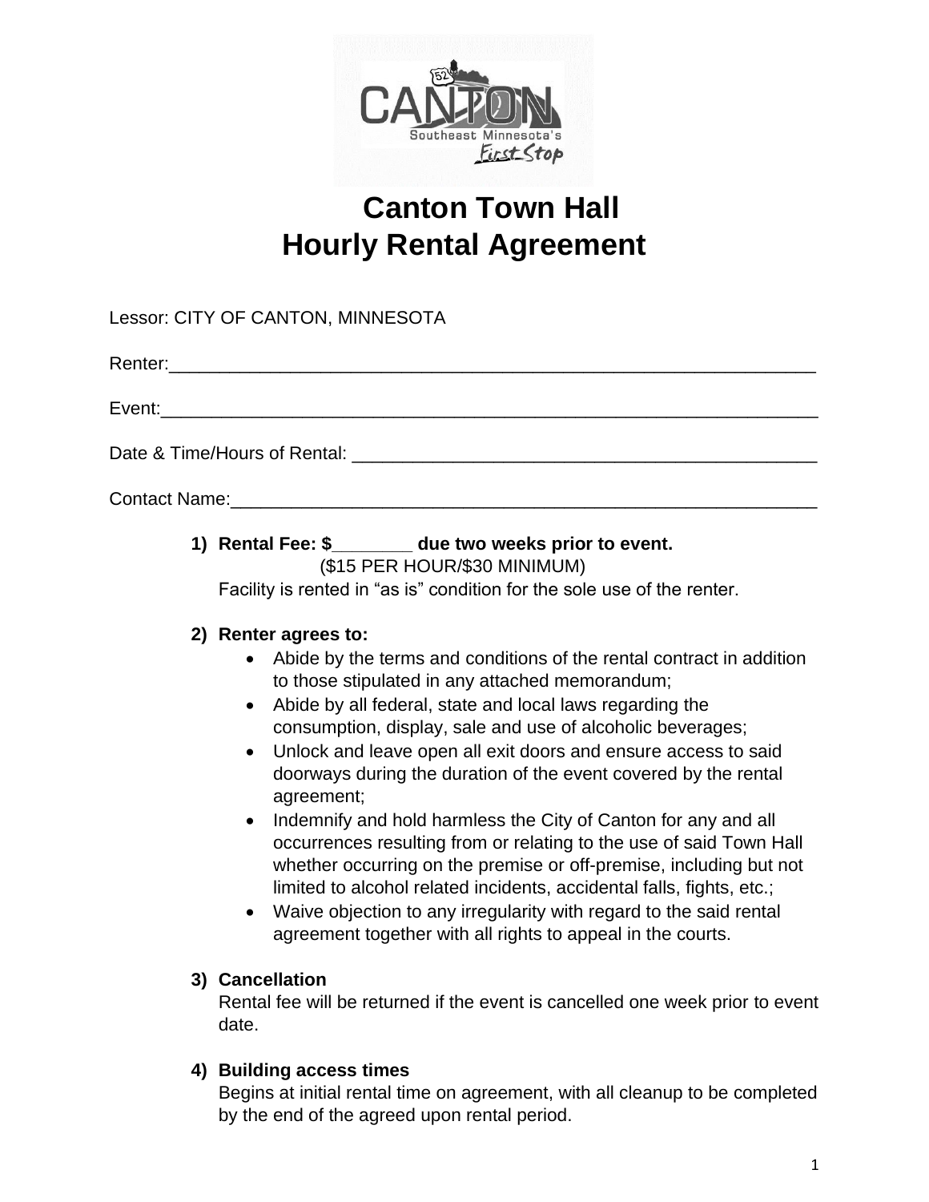# Canton Town Hall
# Hourly Rental Agreement

Lessor: CITY OF CANTON, MINNESOTA

Renter:_____________________________________________________________________

Event:______________________________________________________________________

Date & Time/Hours of Rental: _________________________________________________

Contact Name:_______________________________________________________________

1) **Rental Fee: $________ due two weeks prior to event.**
   ($15 PER HOUR/$30 MINIMUM)
   Facility is rented in "as is" condition for the sole use of the renter.

2) **Renter agrees to:**
   - Abide by the terms and conditions of the rental contract in addition to those stipulated in any attached memorandum;
   - Abide by all federal, state and local laws regarding the consumption, display, sale and use of alcoholic beverages;
   - Unlock and leave open all exit doors and ensure access to said doorways during the duration of the event covered by the rental agreement;
   - Indemnify and hold harmless the City of Canton for any and all occurrences resulting from or relating to the use of said Town Hall whether occurring on the premise or off-premise, including but not limited to alcohol related incidents, accidental falls, fights, etc.;
   - Waive objection to any irregularity with regard to the said rental agreement together with all rights to appeal in the courts.

3) **Cancellation**
   Rental fee will be returned if the event is cancelled one week prior to event date.

4) **Building access times**
   Begins at initial rental time on agreement, with all cleanup to be completed by the end of the agreed upon rental period.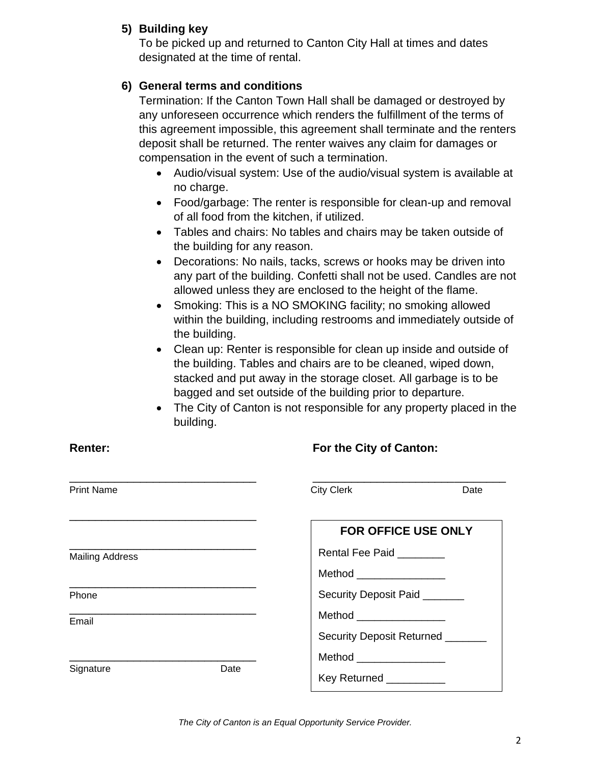5) **Building key**

To be picked up and returned to Canton City Hall at times and dates designated at the time of rental.

6) **General terms and conditions**

Termination: If the Canton Town Hall shall be damaged or destroyed by any unforeseen occurrence which renders the fulfillment of the terms of this agreement impossible, this agreement shall terminate and the renters deposit shall be returned. The renter waives any claim for damages or compensation in the event of such a termination.

- Audio/visual system: Use of the audio/visual system is available at no charge.
- Food/garbage: The renter is responsible for clean-up and removal of all food from the kitchen, if utilized.
- Tables and chairs: No tables and chairs may be taken outside of the building for any reason.
- Decorations: No nails, tacks, screws or hooks may be driven into any part of the building. Confetti shall not be used. Candles are not allowed unless they are enclosed to the height of the flame.
- Smoking: This is a NO SMOKING facility; no smoking allowed within the building, including restrooms and immediately outside of the building.
- Clean up: Renter is responsible for clean up inside and outside of the building. Tables and chairs are to be cleaned, wiped down, stacked and put away in the storage closet. All garbage is to be bagged and set outside of the building prior to departure.
- The City of Canton is not responsible for any property placed in the building.

**Renter:**

________________________________
Print Name

________________________________

________________________________
Mailing Address

________________________________
Phone

________________________________
Email

________________________________
Signature Date

**For the City of Canton:**

________________________________
City Clerk Date

| **FOR OFFICE USE ONLY** |
|---|
| Rental Fee Paid ________ |
| Method _______________ |
| Security Deposit Paid _______ |
| Method _______________ |
| Security Deposit Returned _______ |
| Method _______________ |
| Key Returned __________ |

*The City of Canton is an Equal Opportunity Service Provider.*